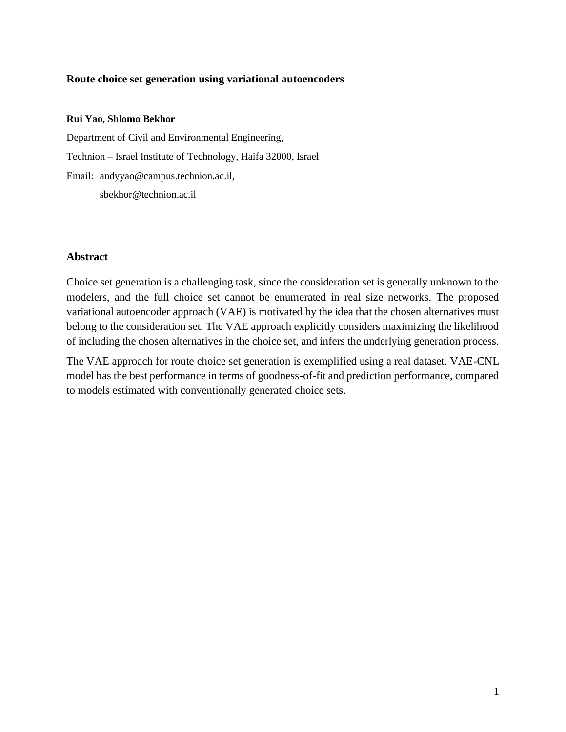# Route choice set generation using variational autoencoders

**Rui Yao, Shlomo Bekhor**

Department of Civil and Environmental Engineering,

Technion – Israel Institute of Technology, Haifa 32000, Israel

Email: andyyao@campus.technion.ac.il,
sbekhor@technion.ac.il

## Abstract

Choice set generation is a challenging task, since the consideration set is generally unknown to the modelers, and the full choice set cannot be enumerated in real size networks. The proposed variational autoencoder approach (VAE) is motivated by the idea that the chosen alternatives must belong to the consideration set. The VAE approach explicitly considers maximizing the likelihood of including the chosen alternatives in the choice set, and infers the underlying generation process.

The VAE approach for route choice set generation is exemplified using a real dataset. VAE-CNL model has the best performance in terms of goodness-of-fit and prediction performance, compared to models estimated with conventionally generated choice sets.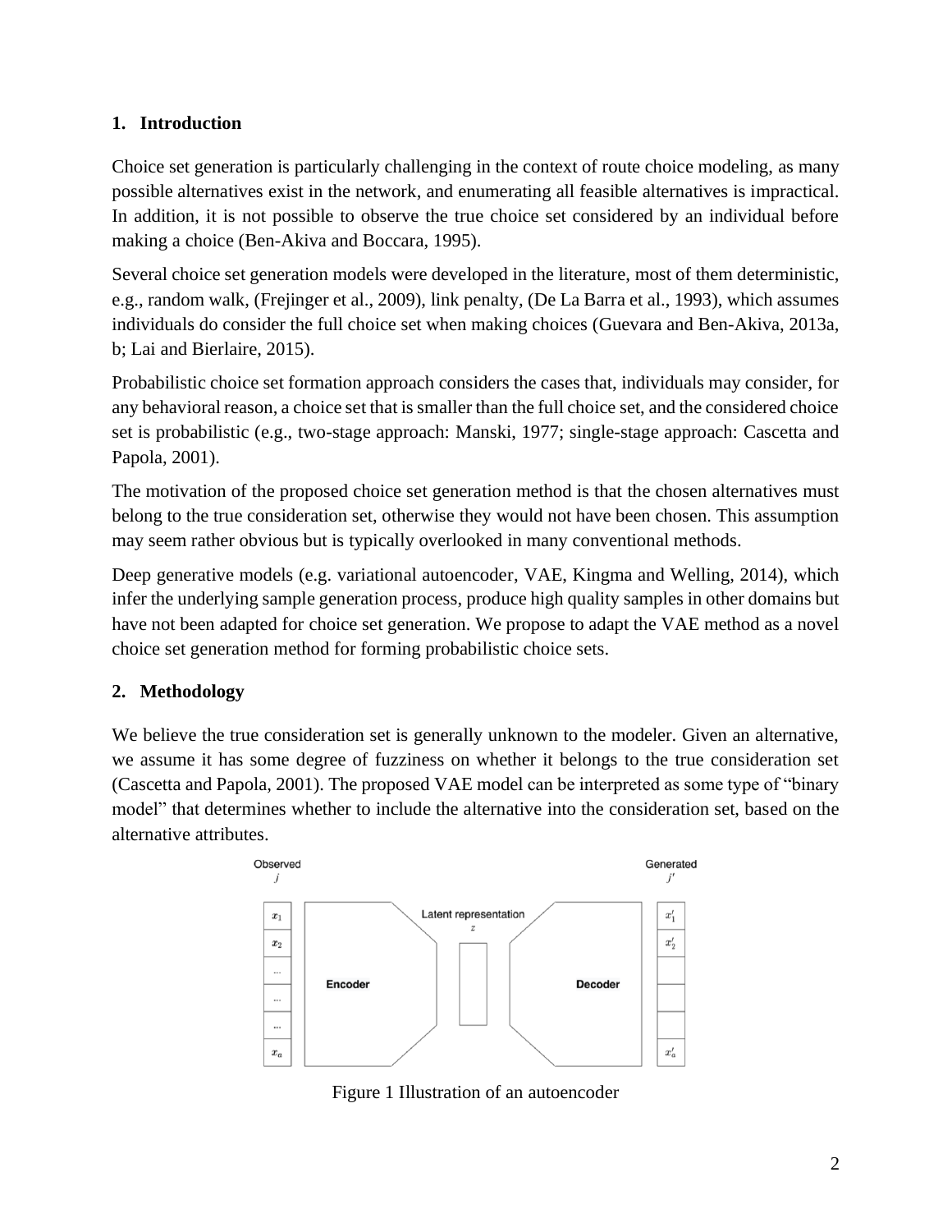## 1. Introduction

Choice set generation is particularly challenging in the context of route choice modeling, as many possible alternatives exist in the network, and enumerating all feasible alternatives is impractical. In addition, it is not possible to observe the true choice set considered by an individual before making a choice (Ben-Akiva and Boccara, 1995).

Several choice set generation models were developed in the literature, most of them deterministic, e.g., random walk, (Frejinger et al., 2009), link penalty, (De La Barra et al., 1993), which assumes individuals do consider the full choice set when making choices (Guevara and Ben-Akiva, 2013a, b; Lai and Bierlaire, 2015).

Probabilistic choice set formation approach considers the cases that, individuals may consider, for any behavioral reason, a choice set that is smaller than the full choice set, and the considered choice set is probabilistic (e.g., two-stage approach: Manski, 1977; single-stage approach: Cascetta and Papola, 2001).

The motivation of the proposed choice set generation method is that the chosen alternatives must belong to the true consideration set, otherwise they would not have been chosen. This assumption may seem rather obvious but is typically overlooked in many conventional methods.

Deep generative models (e.g. variational autoencoder, VAE, Kingma and Welling, 2014), which infer the underlying sample generation process, produce high quality samples in other domains but have not been adapted for choice set generation. We propose to adapt the VAE method as a novel choice set generation method for forming probabilistic choice sets.

## 2. Methodology

We believe the true consideration set is generally unknown to the modeler. Given an alternative, we assume it has some degree of fuzziness on whether it belongs to the true consideration set (Cascetta and Papola, 2001). The proposed VAE model can be interpreted as some type of "binary model" that determines whether to include the alternative into the consideration set, based on the alternative attributes.

Figure 1 Illustration of an autoencoder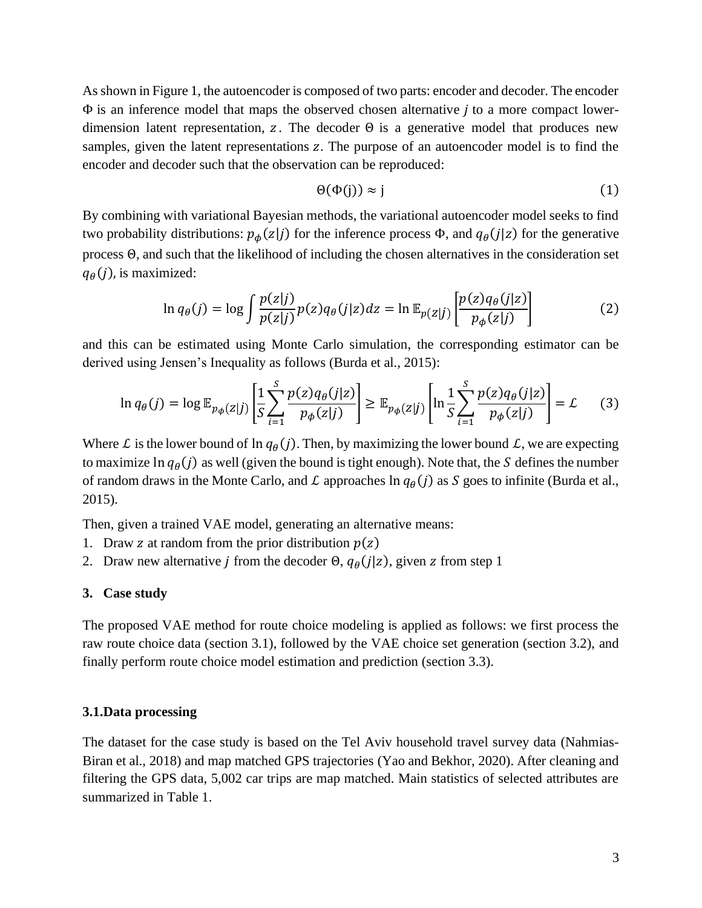As shown in Figure 1, the autoencoder is composed of two parts: encoder and decoder. The encoder $\Phi$ is an inference model that maps the observed chosen alternative $j$ to a more compact lower-dimension latent representation, $z$. The decoder $\Theta$ is a generative model that produces new samples, given the latent representations $z$. The purpose of an autoencoder model is to find the encoder and decoder such that the observation can be reproduced:

$$\Theta(\Phi(\mathrm{j})) \approx \mathrm{j} \tag{1}$$

By combining with variational Bayesian methods, the variational autoencoder model seeks to find two probability distributions: $p_{\phi}(z|j)$ for the inference process $\Phi$, and $q_{\theta}(j|z)$ for the generative process $\Theta$, and such that the likelihood of including the chosen alternatives in the consideration set $q_{\theta}(j)$, is maximized:

$$\ln q_{\theta}(j) = \log \int \frac{p(z|j)}{p(z|j)} p(z) q_{\theta}(j|z) dz = \ln \mathbb{E}_{p(z|j)} \left[ \frac{p(z) q_{\theta}(j|z)}{p_{\phi}(z|j)} \right] \tag{2}$$

and this can be estimated using Monte Carlo simulation, the corresponding estimator can be derived using Jensen's Inequality as follows (Burda et al., 2015):

$$\ln q_{\theta}(j) = \log \mathbb{E}_{p_{\phi}(z|j)} \left[ \frac{1}{S} \sum_{i=1}^{S} \frac{p(z) q_{\theta}(j|z)}{p_{\phi}(z|j)} \right] \geq \mathbb{E}_{p_{\phi}(z|j)} \left[ \ln \frac{1}{S} \sum_{i=1}^{S} \frac{p(z) q_{\theta}(j|z)}{p_{\phi}(z|j)} \right] = \mathcal{L} \tag{3}$$

Where $\mathcal{L}$ is the lower bound of $\ln q_{\theta}(j)$. Then, by maximizing the lower bound $\mathcal{L}$, we are expecting to maximize $\ln q_{\theta}(j)$ as well (given the bound is tight enough). Note that, the $S$ defines the number of random draws in the Monte Carlo, and $\mathcal{L}$ approaches $\ln q_{\theta}(j)$ as $S$ goes to infinite (Burda et al., 2015).

Then, given a trained VAE model, generating an alternative means:

1. Draw $z$ at random from the prior distribution $p(z)$
2. Draw new alternative $j$ from the decoder $\Theta$, $q_{\theta}(j|z)$, given $z$ from step 1

## 3. Case study

The proposed VAE method for route choice modeling is applied as follows: we first process the raw route choice data (section 3.1), followed by the VAE choice set generation (section 3.2), and finally perform route choice model estimation and prediction (section 3.3).

### 3.1. Data processing

The dataset for the case study is based on the Tel Aviv household travel survey data (Nahmias-Biran et al., 2018) and map matched GPS trajectories (Yao and Bekhor, 2020). After cleaning and filtering the GPS data, 5,002 car trips are map matched. Main statistics of selected attributes are summarized in Table 1.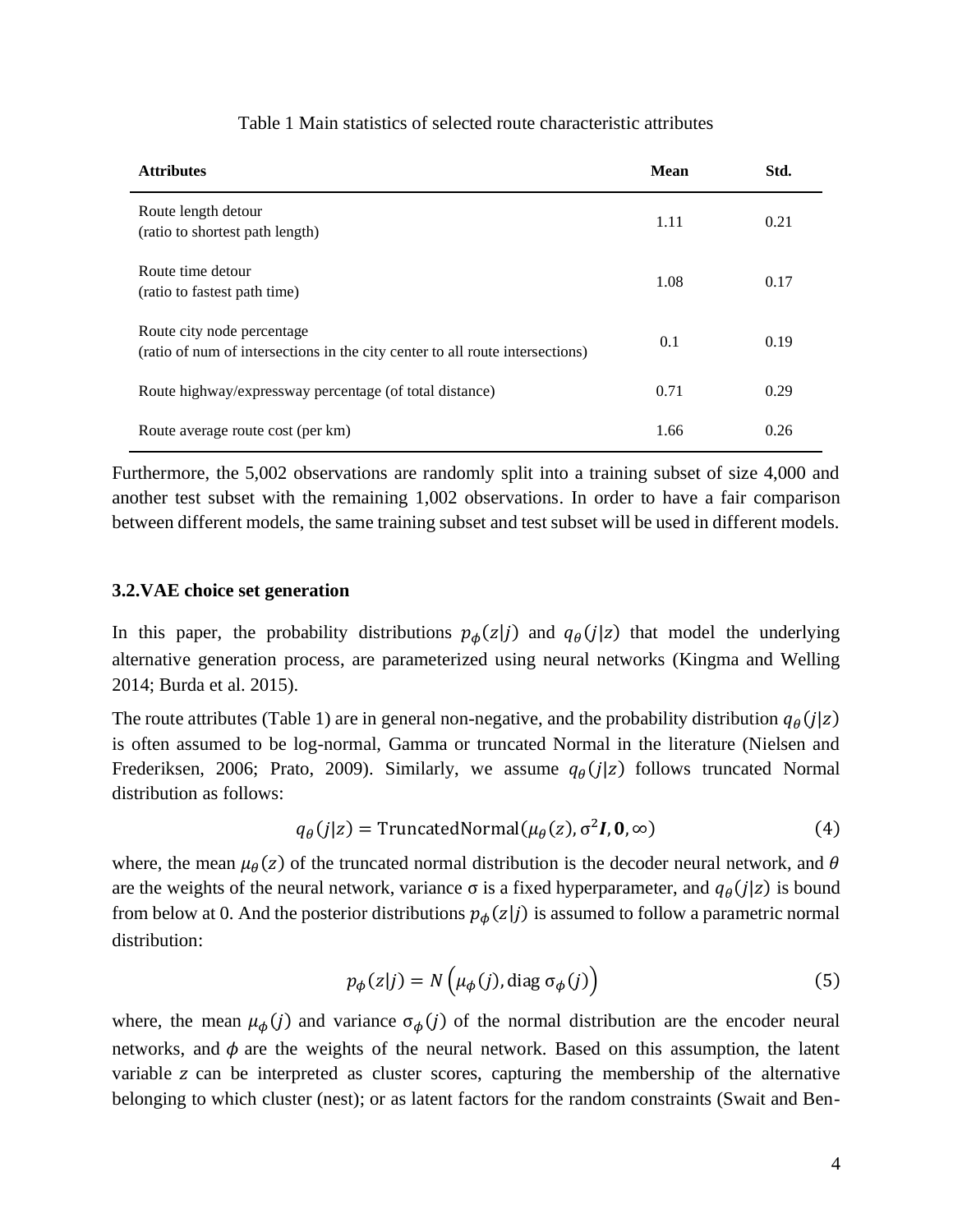Table 1 Main statistics of selected route characteristic attributes

| Attributes | Mean | Std. |
|---|---|---|
| Route length detour (ratio to shortest path length) | 1.11 | 0.21 |
| Route time detour (ratio to fastest path time) | 1.08 | 0.17 |
| Route city node percentage (ratio of num of intersections in the city center to all route intersections) | 0.1 | 0.19 |
| Route highway/expressway percentage (of total distance) | 0.71 | 0.29 |
| Route average route cost (per km) | 1.66 | 0.26 |

Furthermore, the 5,002 observations are randomly split into a training subset of size 4,000 and another test subset with the remaining 1,002 observations. In order to have a fair comparison between different models, the same training subset and test subset will be used in different models.

### 3.2.VAE choice set generation

In this paper, the probability distributions $p_\phi(z|j)$ and $q_\theta(j|z)$ that model the underlying alternative generation process, are parameterized using neural networks (Kingma and Welling 2014; Burda et al. 2015).

The route attributes (Table 1) are in general non-negative, and the probability distribution $q_\theta(j|z)$ is often assumed to be log-normal, Gamma or truncated Normal in the literature (Nielsen and Frederiksen, 2006; Prato, 2009). Similarly, we assume $q_\theta(j|z)$ follows truncated Normal distribution as follows:

$$q_\theta(j|z) = \text{TruncatedNormal}(\mu_\theta(z), \sigma^2\boldsymbol{I}, \boldsymbol{0}, \infty) \tag{4}$$

where, the mean $\mu_\theta(z)$ of the truncated normal distribution is the decoder neural network, and $\theta$ are the weights of the neural network, variance $\sigma$ is a fixed hyperparameter, and $q_\theta(j|z)$ is bound from below at 0. And the posterior distributions $p_\phi(z|j)$ is assumed to follow a parametric normal distribution:

$$p_\phi(z|j) = N\left(\mu_\phi(j), \text{diag}\,\sigma_\phi(j)\right) \tag{5}$$

where, the mean $\mu_\phi(j)$ and variance $\sigma_\phi(j)$ of the normal distribution are the encoder neural networks, and $\phi$ are the weights of the neural network. Based on this assumption, the latent variable $z$ can be interpreted as cluster scores, capturing the membership of the alternative belonging to which cluster (nest); or as latent factors for the random constraints (Swait and Ben-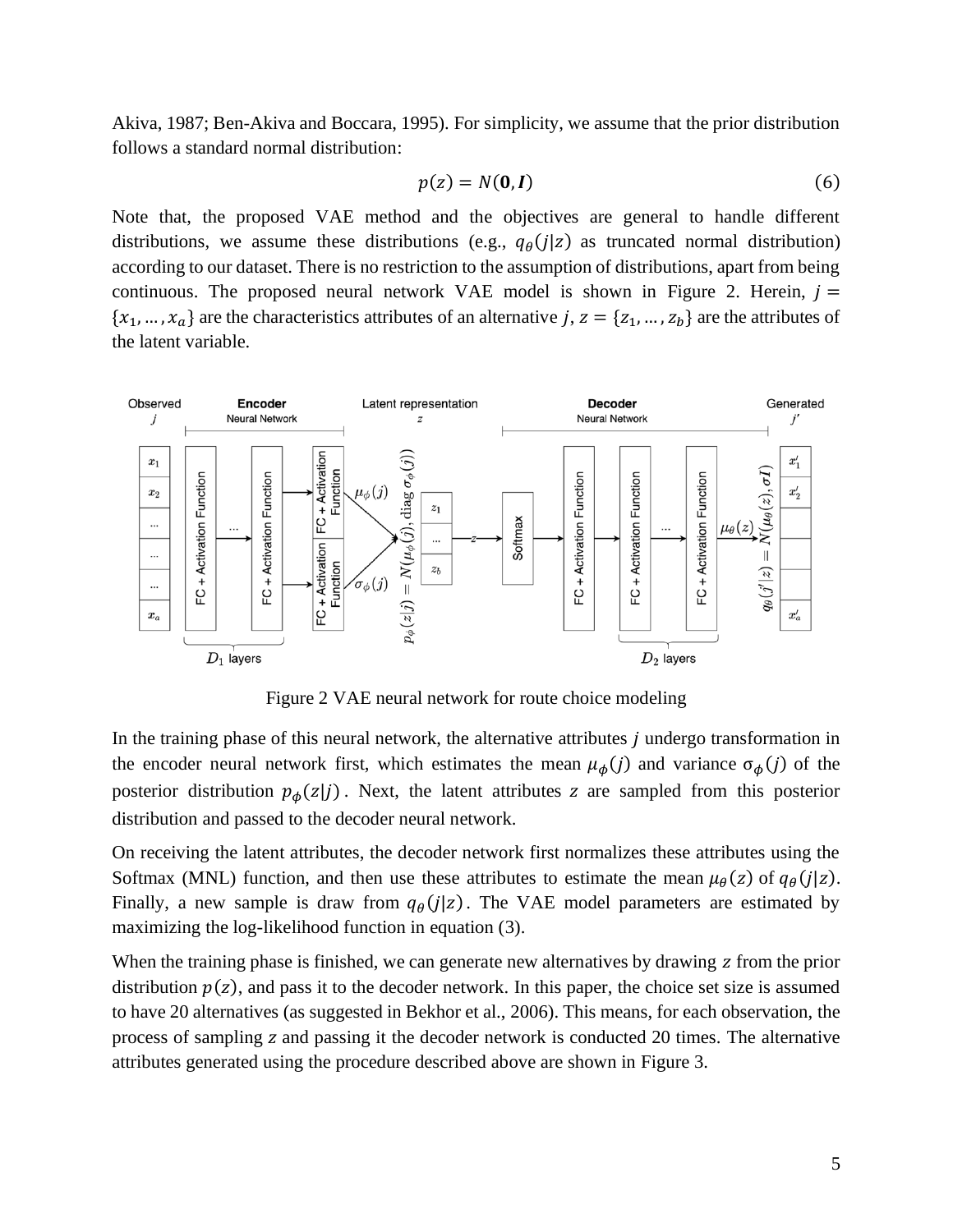Akiva, 1987; Ben-Akiva and Boccara, 1995). For simplicity, we assume that the prior distribution follows a standard normal distribution:

$$p(z) = N(\mathbf{0}, \boldsymbol{I}) \tag{6}$$

Note that, the proposed VAE method and the objectives are general to handle different distributions, we assume these distributions (e.g., $q_\theta(j|z)$ as truncated normal distribution) according to our dataset. There is no restriction to the assumption of distributions, apart from being continuous. The proposed neural network VAE model is shown in Figure 2. Herein, $j = \{x_1, \ldots, x_a\}$ are the characteristics attributes of an alternative $j$, $z = \{z_1, \ldots, z_b\}$ are the attributes of the latent variable.

Figure 2 VAE neural network for route choice modeling

In the training phase of this neural network, the alternative attributes $j$ undergo transformation in the encoder neural network first, which estimates the mean $\mu_\phi(j)$ and variance $\sigma_\phi(j)$ of the posterior distribution $p_\phi(z|j)$. Next, the latent attributes $z$ are sampled from this posterior distribution and passed to the decoder neural network.

On receiving the latent attributes, the decoder network first normalizes these attributes using the Softmax (MNL) function, and then use these attributes to estimate the mean $\mu_\theta(z)$ of $q_\theta(j|z)$. Finally, a new sample is draw from $q_\theta(j|z)$. The VAE model parameters are estimated by maximizing the log-likelihood function in equation (3).

When the training phase is finished, we can generate new alternatives by drawing $z$ from the prior distribution $p(z)$, and pass it to the decoder network. In this paper, the choice set size is assumed to have 20 alternatives (as suggested in Bekhor et al., 2006). This means, for each observation, the process of sampling $z$ and passing it the decoder network is conducted 20 times. The alternative attributes generated using the procedure described above are shown in Figure 3.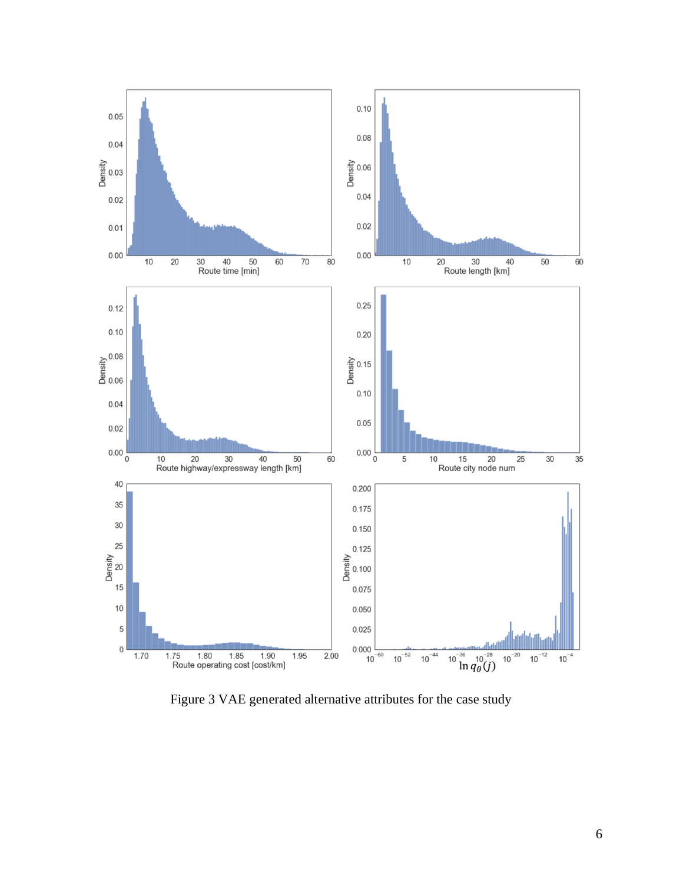Figure 3 VAE generated alternative attributes for the case study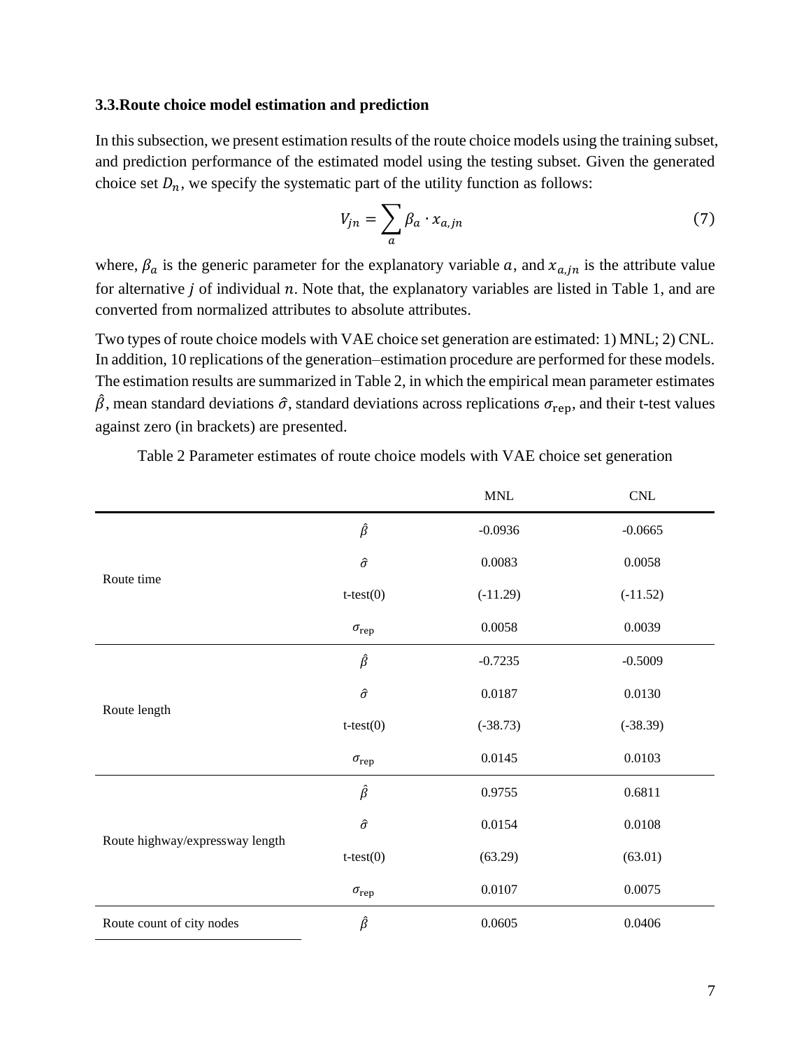### 3.3.Route choice model estimation and prediction

In this subsection, we present estimation results of the route choice models using the training subset, and prediction performance of the estimated model using the testing subset. Given the generated choice set $D_n$, we specify the systematic part of the utility function as follows:

$$V_{jn} = \sum_{a} \beta_a \cdot x_{a,jn} \tag{7}$$

where, $\beta_a$ is the generic parameter for the explanatory variable $a$, and $x_{a,jn}$ is the attribute value for alternative $j$ of individual $n$. Note that, the explanatory variables are listed in Table 1, and are converted from normalized attributes to absolute attributes.

Two types of route choice models with VAE choice set generation are estimated: 1) MNL; 2) CNL. In addition, 10 replications of the generation–estimation procedure are performed for these models. The estimation results are summarized in Table 2, in which the empirical mean parameter estimates $\hat{\beta}$, mean standard deviations $\hat{\sigma}$, standard deviations across replications $\sigma_{\text{rep}}$, and their t-test values against zero (in brackets) are presented.

Table 2 Parameter estimates of route choice models with VAE choice set generation

| | | MNL | CNL |
|---|---|---|---|
| Route time | $\hat{\beta}$ | -0.0936 | -0.0665 |
| | $\hat{\sigma}$ | 0.0083 | 0.0058 |
| | t-test(0) | (-11.29) | (-11.52) |
| | $\sigma_{\text{rep}}$ | 0.0058 | 0.0039 |
| Route length | $\hat{\beta}$ | -0.7235 | -0.5009 |
| | $\hat{\sigma}$ | 0.0187 | 0.0130 |
| | t-test(0) | (-38.73) | (-38.39) |
| | $\sigma_{\text{rep}}$ | 0.0145 | 0.0103 |
| Route highway/expressway length | $\hat{\beta}$ | 0.9755 | 0.6811 |
| | $\hat{\sigma}$ | 0.0154 | 0.0108 |
| | t-test(0) | (63.29) | (63.01) |
| | $\sigma_{\text{rep}}$ | 0.0107 | 0.0075 |
| Route count of city nodes | $\hat{\beta}$ | 0.0605 | 0.0406 |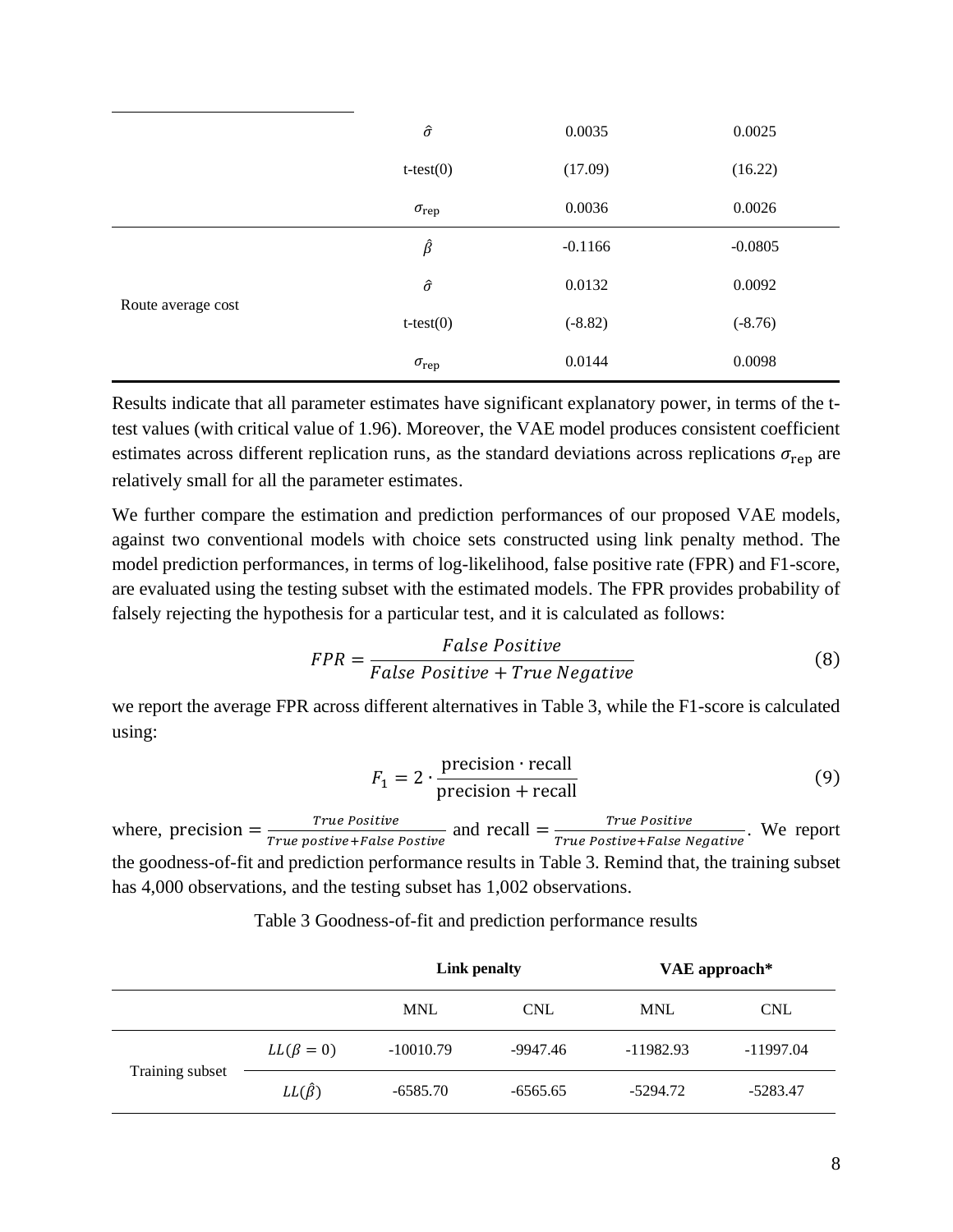| | | | |
|---|---|---|---|
| | $\hat{\sigma}$ | 0.0035 | 0.0025 |
| | t-test(0) | (17.09) | (16.22) |
| | $\sigma_{\text{rep}}$ | 0.0036 | 0.0026 |
| Route average cost | $\hat{\beta}$ | -0.1166 | -0.0805 |
| | $\hat{\sigma}$ | 0.0132 | 0.0092 |
| | t-test(0) | (-8.82) | (-8.76) |
| | $\sigma_{\text{rep}}$ | 0.0144 | 0.0098 |

Results indicate that all parameter estimates have significant explanatory power, in terms of the t-test values (with critical value of 1.96). Moreover, the VAE model produces consistent coefficient estimates across different replication runs, as the standard deviations across replications $\sigma_{\text{rep}}$ are relatively small for all the parameter estimates.

We further compare the estimation and prediction performances of our proposed VAE models, against two conventional models with choice sets constructed using link penalty method. The model prediction performances, in terms of log-likelihood, false positive rate (FPR) and F1-score, are evaluated using the testing subset with the estimated models. The FPR provides probability of falsely rejecting the hypothesis for a particular test, and it is calculated as follows:

$$FPR = \frac{False\ Positive}{False\ Positive + True\ Negative} \tag{8}$$

we report the average FPR across different alternatives in Table 3, while the F1-score is calculated using:

$$F_1 = 2 \cdot \frac{\text{precision} \cdot \text{recall}}{\text{precision} + \text{recall}} \tag{9}$$

where, $\text{precision} = \frac{True\ Positive}{True\ postive + False\ Postive}$ and $\text{recall} = \frac{True\ Positive}{True\ Postive + False\ Negative}$. We report the goodness-of-fit and prediction performance results in Table 3. Remind that, the training subset has 4,000 observations, and the testing subset has 1,002 observations.

Table 3 Goodness-of-fit and prediction performance results

| | | **Link penalty** | | **VAE approach*** | |
|---|---|---|---|---|---|
| | | MNL | CNL | MNL | CNL |
| Training subset | $LL(\beta = 0)$ | -10010.79 | -9947.46 | -11982.93 | -11997.04 |
| | $LL(\hat{\beta})$ | -6585.70 | -6565.65 | -5294.72 | -5283.47 |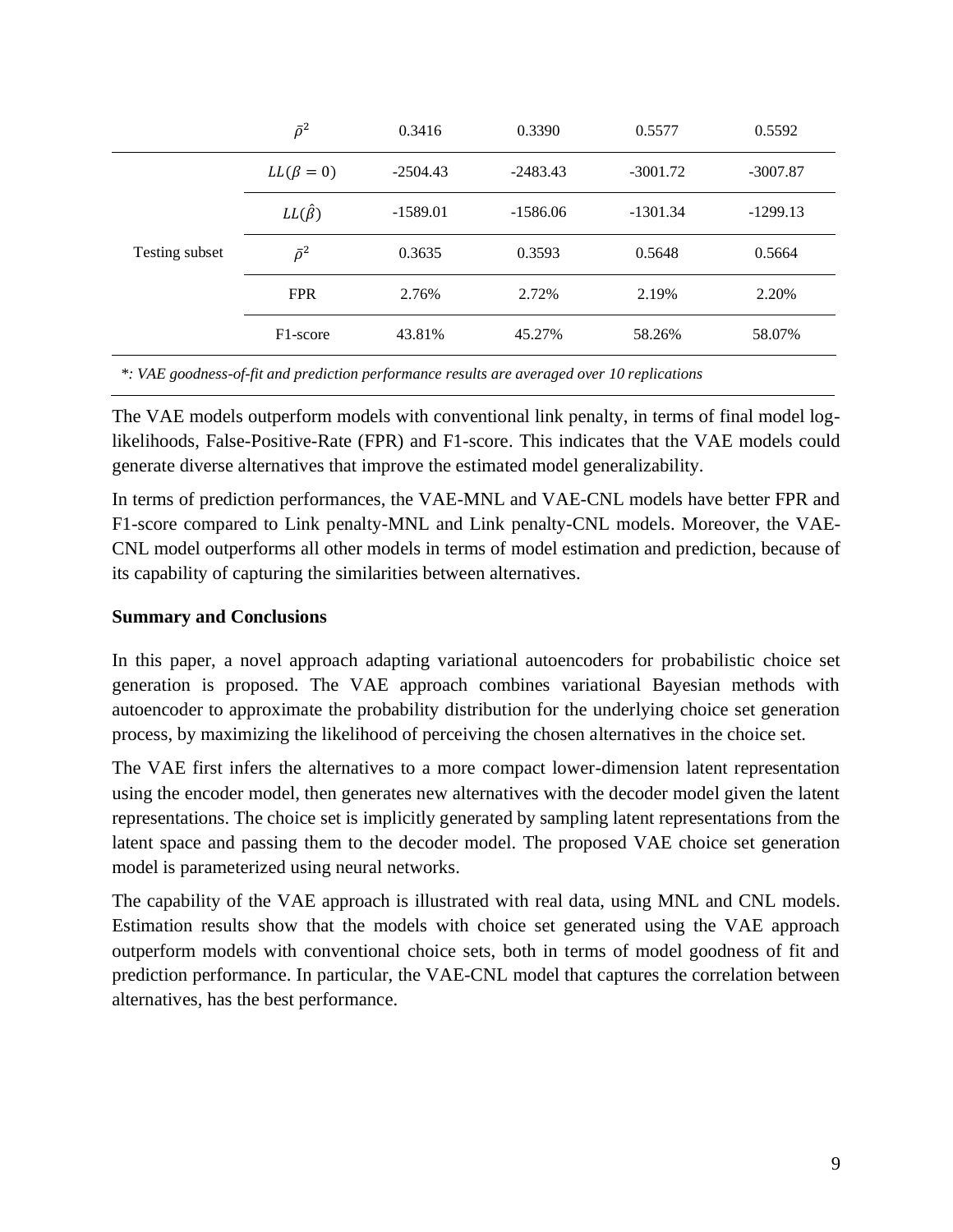|  | $\bar{\rho}^2$ | 0.3416 | 0.3390 | 0.5577 | 0.5592 |
|---|---|---|---|---|---|
| Testing subset | $LL(\beta = 0)$ | -2504.43 | -2483.43 | -3001.72 | -3007.87 |
|  | $LL(\hat{\beta})$ | -1589.01 | -1586.06 | -1301.34 | -1299.13 |
|  | $\bar{\rho}^2$ | 0.3635 | 0.3593 | 0.5648 | 0.5664 |
|  | FPR | 2.76% | 2.72% | 2.19% | 2.20% |
|  | F1-score | 43.81% | 45.27% | 58.26% | 58.07% |

*\*: VAE goodness-of-fit and prediction performance results are averaged over 10 replications*

The VAE models outperform models with conventional link penalty, in terms of final model log-likelihoods, False-Positive-Rate (FPR) and F1-score. This indicates that the VAE models could generate diverse alternatives that improve the estimated model generalizability.

In terms of prediction performances, the VAE-MNL and VAE-CNL models have better FPR and F1-score compared to Link penalty-MNL and Link penalty-CNL models. Moreover, the VAE-CNL model outperforms all other models in terms of model estimation and prediction, because of its capability of capturing the similarities between alternatives.

**Summary and Conclusions**

In this paper, a novel approach adapting variational autoencoders for probabilistic choice set generation is proposed. The VAE approach combines variational Bayesian methods with autoencoder to approximate the probability distribution for the underlying choice set generation process, by maximizing the likelihood of perceiving the chosen alternatives in the choice set.

The VAE first infers the alternatives to a more compact lower-dimension latent representation using the encoder model, then generates new alternatives with the decoder model given the latent representations. The choice set is implicitly generated by sampling latent representations from the latent space and passing them to the decoder model. The proposed VAE choice set generation model is parameterized using neural networks.

The capability of the VAE approach is illustrated with real data, using MNL and CNL models. Estimation results show that the models with choice set generated using the VAE approach outperform models with conventional choice sets, both in terms of model goodness of fit and prediction performance. In particular, the VAE-CNL model that captures the correlation between alternatives, has the best performance.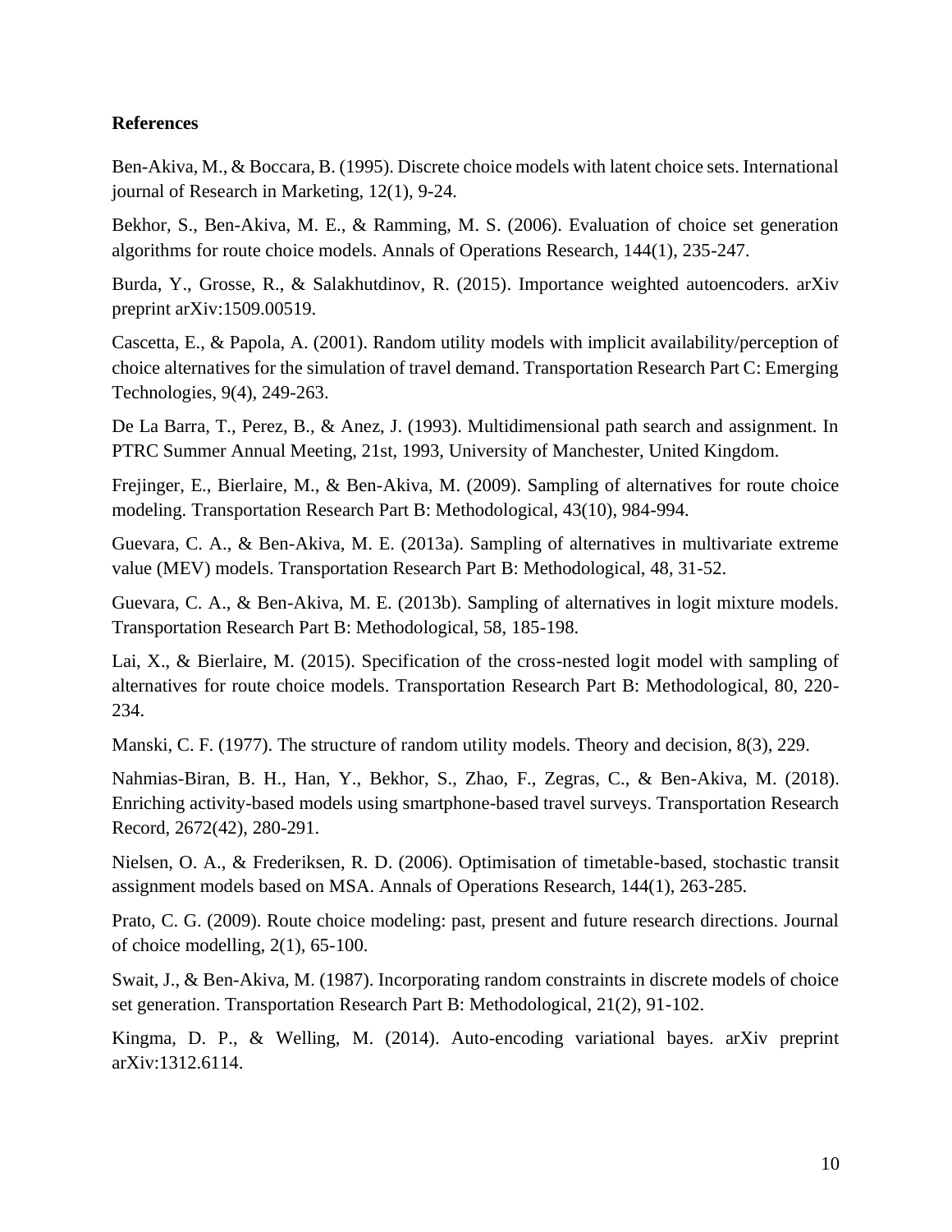**References**

Ben-Akiva, M., & Boccara, B. (1995). Discrete choice models with latent choice sets. International journal of Research in Marketing, 12(1), 9-24.

Bekhor, S., Ben-Akiva, M. E., & Ramming, M. S. (2006). Evaluation of choice set generation algorithms for route choice models. Annals of Operations Research, 144(1), 235-247.

Burda, Y., Grosse, R., & Salakhutdinov, R. (2015). Importance weighted autoencoders. arXiv preprint arXiv:1509.00519.

Cascetta, E., & Papola, A. (2001). Random utility models with implicit availability/perception of choice alternatives for the simulation of travel demand. Transportation Research Part C: Emerging Technologies, 9(4), 249-263.

De La Barra, T., Perez, B., & Anez, J. (1993). Multidimensional path search and assignment. In PTRC Summer Annual Meeting, 21st, 1993, University of Manchester, United Kingdom.

Frejinger, E., Bierlaire, M., & Ben-Akiva, M. (2009). Sampling of alternatives for route choice modeling. Transportation Research Part B: Methodological, 43(10), 984-994.

Guevara, C. A., & Ben-Akiva, M. E. (2013a). Sampling of alternatives in multivariate extreme value (MEV) models. Transportation Research Part B: Methodological, 48, 31-52.

Guevara, C. A., & Ben-Akiva, M. E. (2013b). Sampling of alternatives in logit mixture models. Transportation Research Part B: Methodological, 58, 185-198.

Lai, X., & Bierlaire, M. (2015). Specification of the cross-nested logit model with sampling of alternatives for route choice models. Transportation Research Part B: Methodological, 80, 220-234.

Manski, C. F. (1977). The structure of random utility models. Theory and decision, 8(3), 229.

Nahmias-Biran, B. H., Han, Y., Bekhor, S., Zhao, F., Zegras, C., & Ben-Akiva, M. (2018). Enriching activity-based models using smartphone-based travel surveys. Transportation Research Record, 2672(42), 280-291.

Nielsen, O. A., & Frederiksen, R. D. (2006). Optimisation of timetable-based, stochastic transit assignment models based on MSA. Annals of Operations Research, 144(1), 263-285.

Prato, C. G. (2009). Route choice modeling: past, present and future research directions. Journal of choice modelling, 2(1), 65-100.

Swait, J., & Ben-Akiva, M. (1987). Incorporating random constraints in discrete models of choice set generation. Transportation Research Part B: Methodological, 21(2), 91-102.

Kingma, D. P., & Welling, M. (2014). Auto-encoding variational bayes. arXiv preprint arXiv:1312.6114.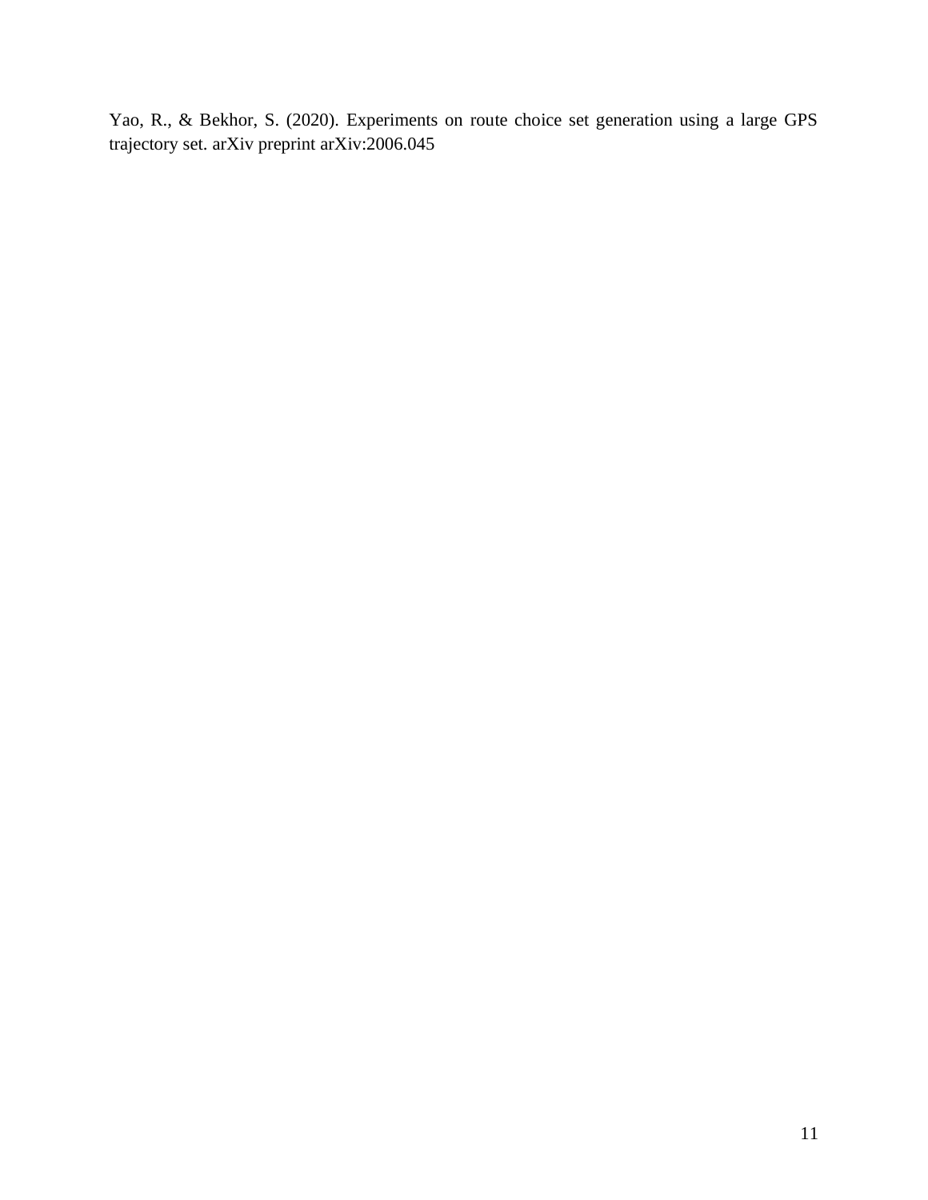Yao, R., & Bekhor, S. (2020). Experiments on route choice set generation using a large GPS trajectory set. arXiv preprint arXiv:2006.045